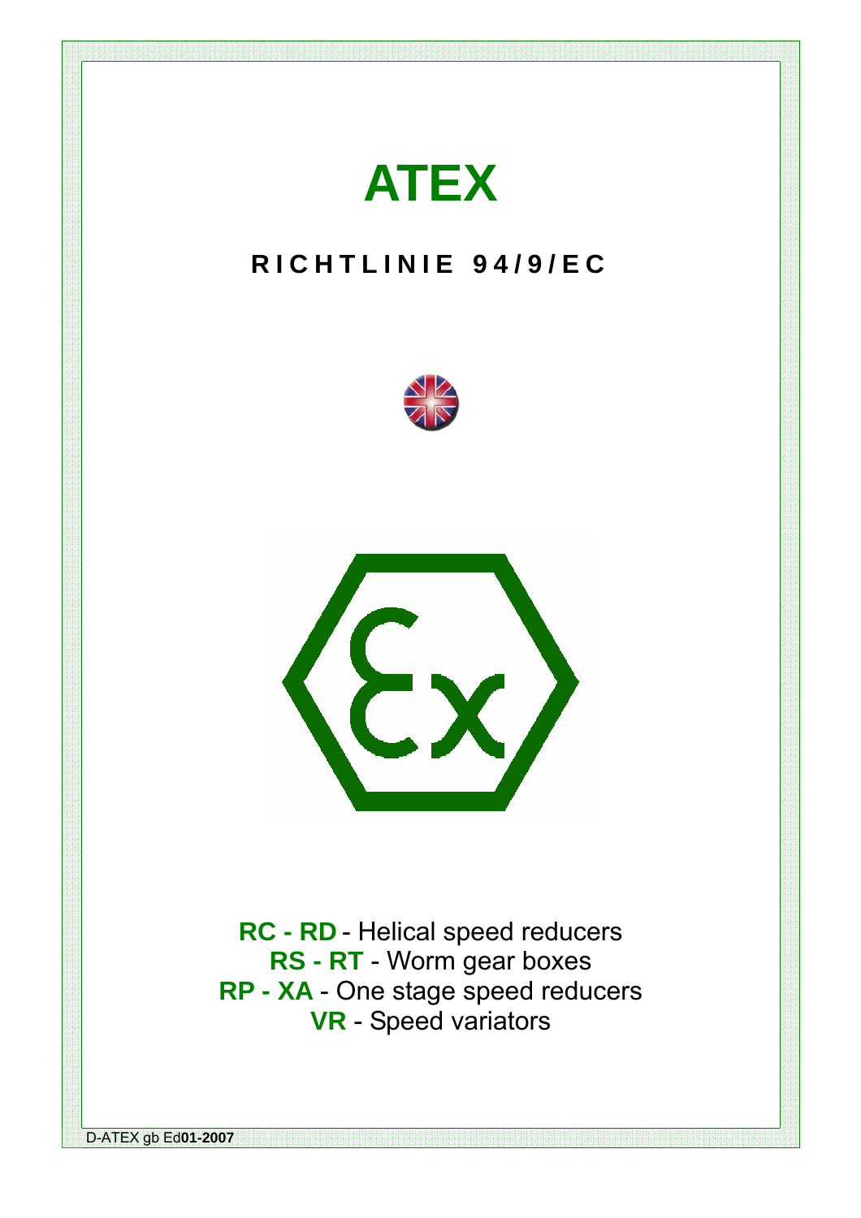# ATEX

## RICHTLINIE 94/9/EC

**RC - RD** - Helical speed reducers
**RS - RT** - Worm gear boxes
**RP - XA** - One stage speed reducers
**VR** - Speed variators

D-ATEX gb Ed**01-2007**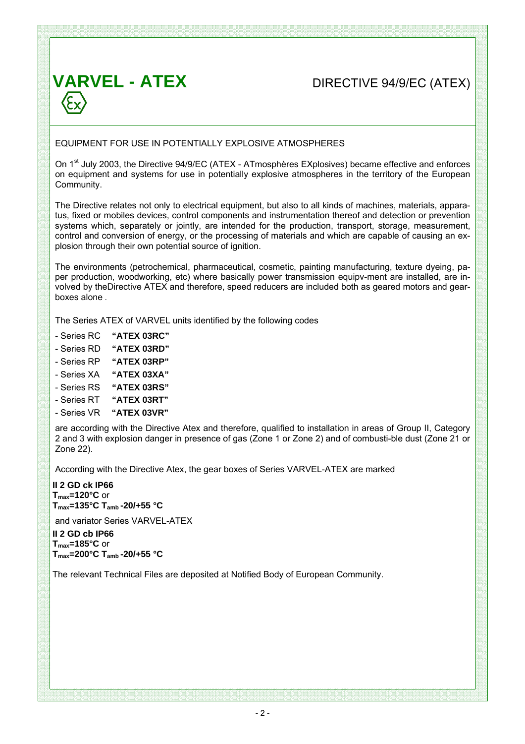# VARVEL - ATEX

DIRECTIVE 94/9/EC (ATEX)

EQUIPMENT FOR USE IN POTENTIALLY EXPLOSIVE ATMOSPHERES

On 1st July 2003, the Directive 94/9/EC (ATEX - ATmosphères EXplosives) became effective and enforces on equipment and systems for use in potentially explosive atmospheres in the territory of the European Community.

The Directive relates not only to electrical equipment, but also to all kinds of machines, materials, apparatus, fixed or mobiles devices, control components and instrumentation thereof and detection or prevention systems which, separately or jointly, are intended for the production, transport, storage, measurement, control and conversion of energy, or the processing of materials and which are capable of causing an explosion through their own potential source of ignition.

The environments (petrochemical, pharmaceutical, cosmetic, painting manufacturing, texture dyeing, paper production, woodworking, etc) where basically power transmission equipv-ment are installed, are involved by theDirective ATEX and therefore, speed reducers are included both as geared motors and gearboxes alone .

The Series ATEX of VARVEL units identified by the following codes

- Series RC **“ATEX 03RC”**
- Series RD **“ATEX 03RD”**
- Series RP **“ATEX 03RP”**
- Series XA **“ATEX 03XA”**
- Series RS **“ATEX 03RS”**
- Series RT **“ATEX 03RT”**
- Series VR **“ATEX 03VR”**

are according with the Directive Atex and therefore, qualified to installation in areas of Group II, Category 2 and 3 with explosion danger in presence of gas (Zone 1 or Zone 2) and of combusti-ble dust (Zone 21 or Zone 22).

According with the Directive Atex, the gear boxes of Series VARVEL-ATEX are marked

**II 2 GD ck IP66**
**$T_{max}$=120°C** or
**$T_{max}$=135°C $T_{amb}$ -20/+55 °C**

and variator Series VARVEL-ATEX

**II 2 GD cb IP66**
**$T_{max}$=185°C** or
**$T_{max}$=200°C $T_{amb}$ -20/+55 °C**

The relevant Technical Files are deposited at Notified Body of European Community.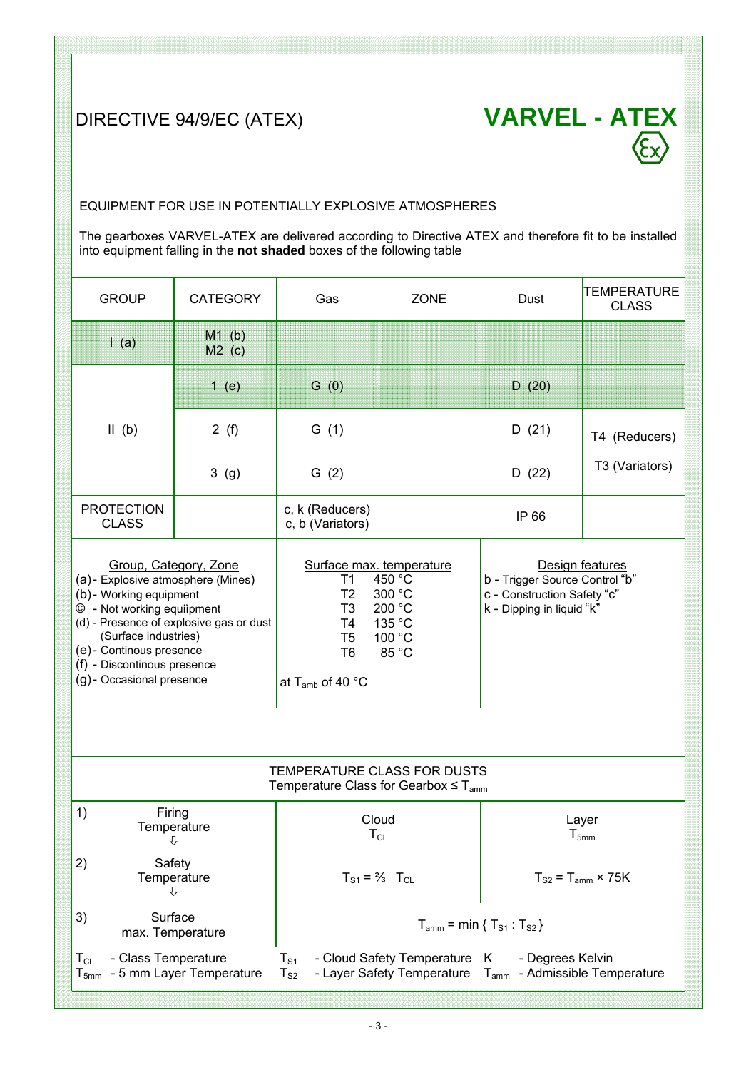# DIRECTIVE 94/9/EC (ATEX)

## VARVEL - ATEX

EQUIPMENT FOR USE IN POTENTIALLY EXPLOSIVE ATMOSPHERES

The gearboxes VARVEL-ATEX are delivered according to Directive ATEX and therefore fit to be installed into equipment falling in the **not shaded** boxes of the following table

| GROUP | CATEGORY | Gas | ZONE | Dust | TEMPERATURE CLASS |
|---|---|---|---|---|---|
| I (a) | M1 (b) M2 (c) | | | | |
| II (b) | 1 (e) | G (0) | | D (20) | |
| | 2 (f) | G (1) | | D (21) | T4 (Reducers) |
| | 3 (g) | G (2) | | D (22) | T3 (Variators) |
| PROTECTION CLASS | | c, k (Reducers) c, b (Variators) | | IP 66 | |

**Group, Category, Zone**

(a) - Explosive atmosphere (Mines)
(b) - Working equipment
© - Not working equiipment
(d) - Presence of explosive gas or dust (Surface industries)
(e) - Continous presence
(f) - Discontinous presence
(g) - Occasional presence

**Surface max. temperature**

| | |
|---|---|
| T1 | 450 °C |
| T2 | 300 °C |
| T3 | 200 °C |
| T4 | 135 °C |
| T5 | 100 °C |
| T6 | 85 °C |

at $T_{amb}$ of 40 °C

**Design features**

b - Trigger Source Control "b"
c - Construction Safety "c"
k - Dipping in liquid "k"

### TEMPERATURE CLASS FOR DUSTS

Temperature Class for Gearbox ≤ $T_{amm}$

| | Cloud | Layer |
|---|---|---|
| 1) Firing Temperature ⇩ | $T_{CL}$ | $T_{5mm}$ |
| 2) Safety Temperature ⇩ | $T_{S1} = ⅔\ T_{CL}$ | $T_{S2} = T_{amm} \times 75K$ |
| 3) Surface max. Temperature | $T_{amm} = \min \{ T_{S1} : T_{S2} \}$ | |

$T_{CL}$ - Class Temperature
$T_{5mm}$ - 5 mm Layer Temperature
$T_{S1}$ - Cloud Safety Temperature
$T_{S2}$ - Layer Safety Temperature
K - Degrees Kelvin
$T_{amm}$ - Admissible Temperature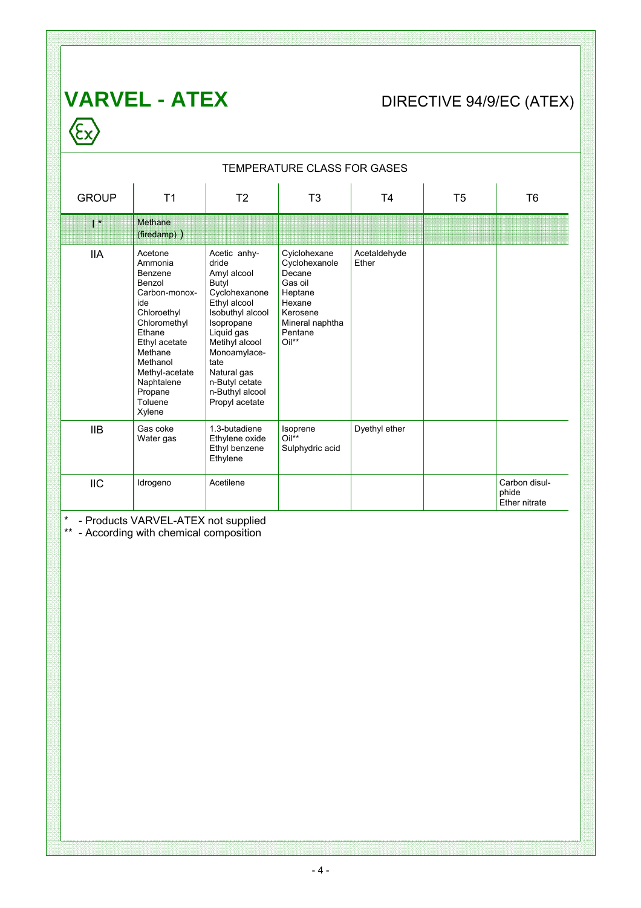# VARVEL - ATEX

DIRECTIVE 94/9/EC (ATEX)

## TEMPERATURE CLASS FOR GASES

| GROUP | T1 | T2 | T3 | T4 | T5 | T6 |
|---|---|---|---|---|---|---|
| I * | Methane (firedamp) ) | | | | | |
| IIA | Acetone<br>Ammonia<br>Benzene<br>Benzol<br>Carbon-monox-ide<br>Chloroethyl<br>Chloromethyl<br>Ethane<br>Ethyl acetate<br>Methane<br>Methanol<br>Methyl-acetate<br>Naphtalene<br>Propane<br>Toluene<br>Xylene | Acetic anhy-dride<br>Amyl alcool<br>Butyl<br>Cyclohexanone<br>Ethyl alcool<br>Isobuthyl alcool<br>Isopropane<br>Liquid gas<br>Metihyl alcool<br>Monoamylace-tate<br>Natural gas<br>n-Butyl cetate<br>n-Buthyl alcool<br>Propyl acetate | Cyiclohexane<br>Cyclohexanole<br>Decane<br>Gas oil<br>Heptane<br>Hexane<br>Kerosene<br>Mineral naphtha<br>Pentane<br>Oil** | Acetaldehyde<br>Ether | | |
| IIB | Gas coke<br>Water gas | 1.3-butadiene<br>Ethylene oxide<br>Ethyl benzene<br>Ethylene | Isoprene<br>Oil**<br>Sulphydric acid | Dyethyl ether | | |
| IIC | Idrogeno | Acetilene | | | | Carbon disul-phide<br>Ether nitrate |

\* - Products VARVEL-ATEX not supplied

** - According with chemical composition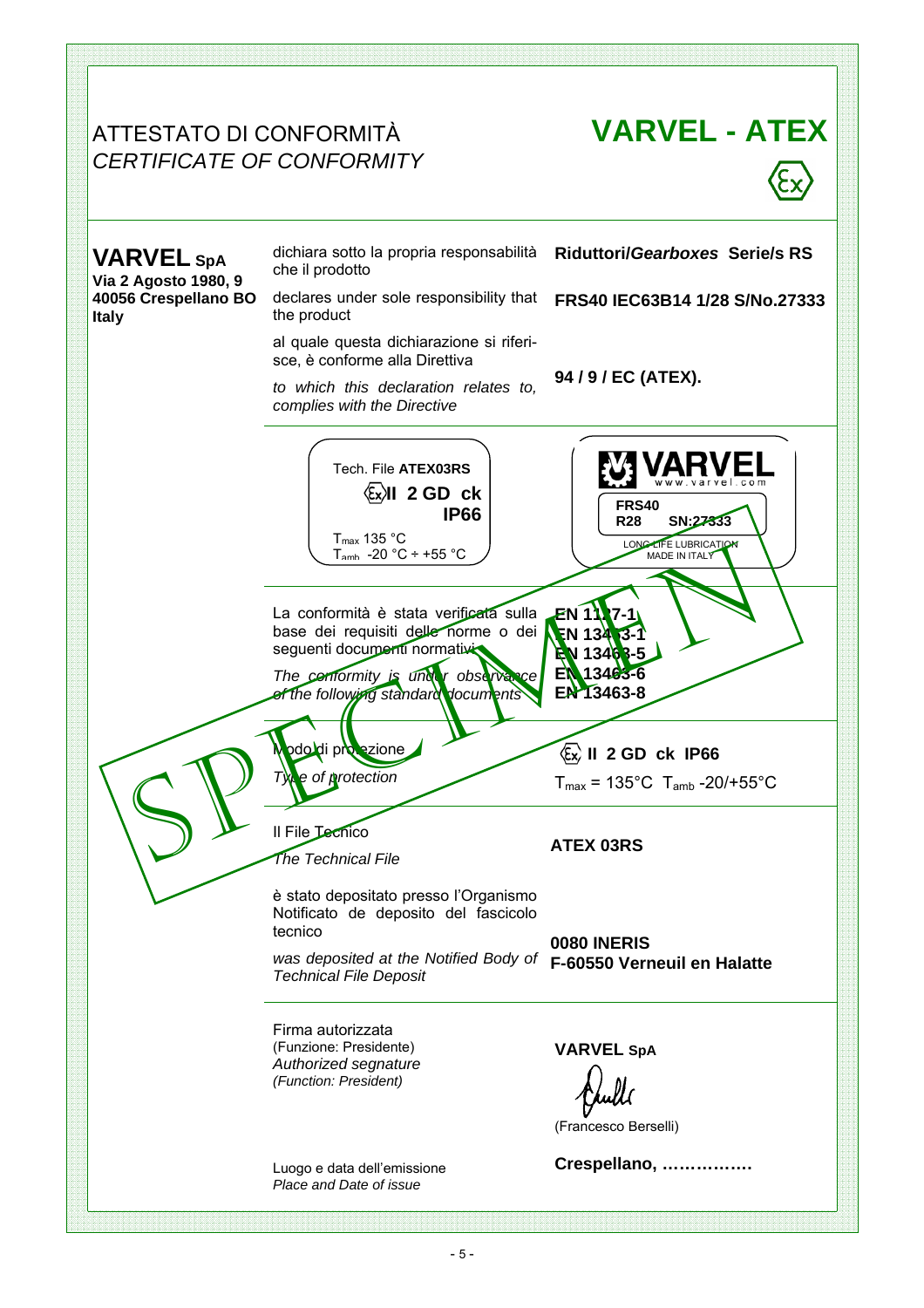# ATTESTATO DI CONFORMITÀ
*CERTIFICATE OF CONFORMITY*

## VARVEL - ATEX

**VARVEL SpA**
**Via 2 Agosto 1980, 9**
**40056 Crespellano BO**
**Italy**

| | |
|---|---|
| dichiara sotto la propria responsabilità che il prodotto | **Riduttori/*Gearboxes* Serie/s RS** |
| declares under sole responsibility that the product | **FRS40 IEC63B14 1/28 S/No.27333** |
| al quale questa dichiarazione si riferisce, è conforme alla Direttiva<br>*to which this declaration relates to, complies with the Directive* | **94 / 9 / EC (ATEX).** |

Tech. File **ATEX03RS**
**II 2 GD ck**
**IP66**
$T_{max}$ 135 °C
$T_{amb}$ -20 °C ÷ +55 °C

**VARVEL**
www.varvel.com
**FRS40**
**R28** **SN:27333**
LONG LIFE LUBRICATION
MADE IN ITALY

SPECIMEN

| | |
|---|---|
| La conformità è stata verificata sulla base dei requisiti delle norme o dei seguenti documenti normativi<br>*The conformity is under observance of the following standard documents* | **EN 1127-1**<br>**EN 13463-1**<br>**EN 13463-5**<br>**EN 13463-6**<br>**EN 13463-8** |
| Modo di protezione<br>*Type of protection* | **II 2 GD ck IP66**<br>$T_{max}$ = 135°C $T_{amb}$ -20/+55°C |
| Il File Tecnico<br>*The Technical File* | **ATEX 03RS** |
| è stato depositato presso l'Organismo Notificato de deposito del fascicolo tecnico<br>*was deposited at the Notified Body of Technical File Deposit* | **0080 INERIS**<br>**F-60550 Verneuil en Halatte** |
| Firma autorizzata<br>(Funzione: Presidente)<br>*Authorized segnature*<br>*(Function: President)* | **VARVEL SpA**<br>(Francesco Berselli) |
| Luogo e data dell'emissione<br>*Place and Date of issue* | **Crespellano, …………….** |